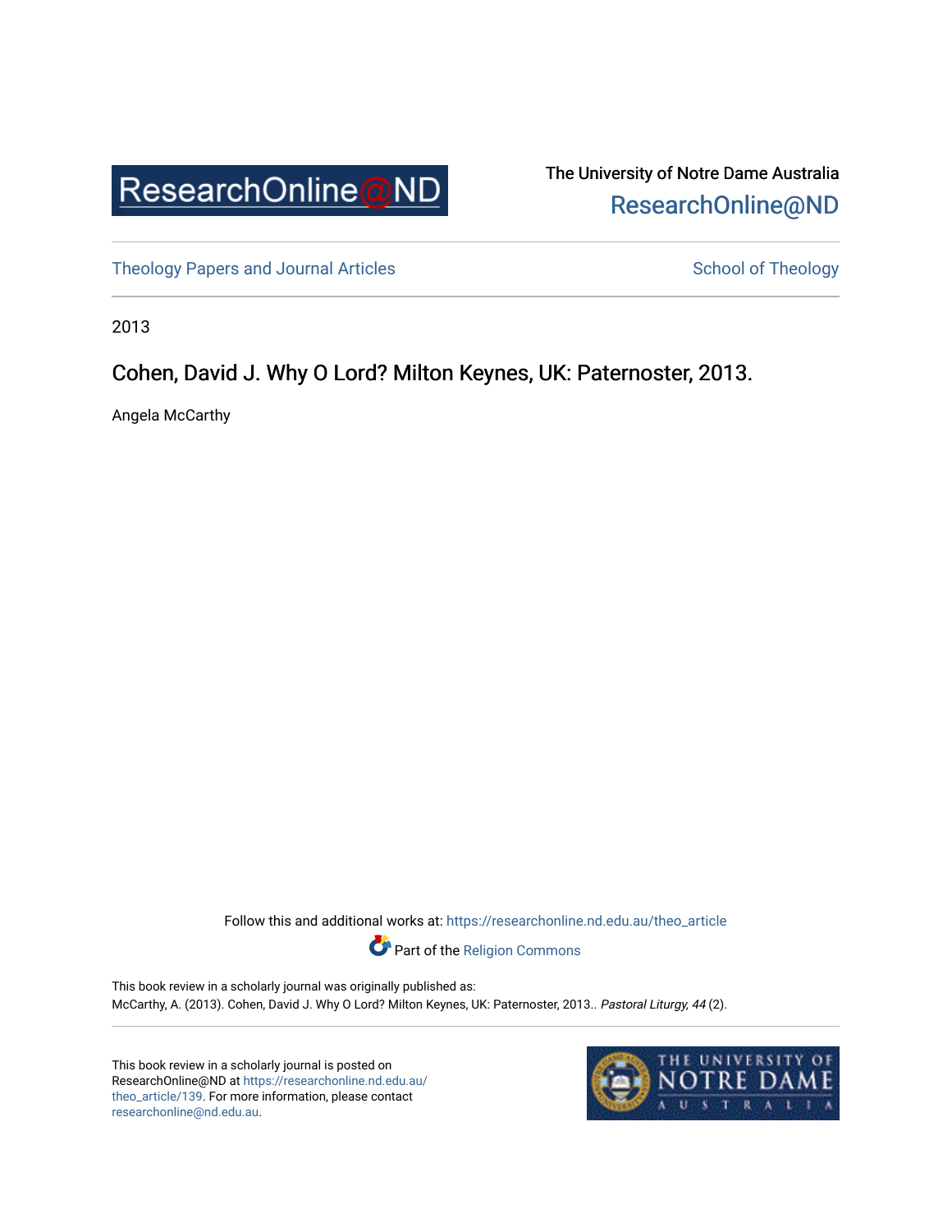ResearchOnline@ND

The University of Notre Dame Australia
ResearchOnline@ND

Theology Papers and Journal Articles

School of Theology

2013

# Cohen, David J. Why O Lord? Milton Keynes, UK: Paternoster, 2013.

Angela McCarthy

Follow this and additional works at: https://researchonline.nd.edu.au/theo_article

Part of the Religion Commons

This book review in a scholarly journal was originally published as:
McCarthy, A. (2013). Cohen, David J. Why O Lord? Milton Keynes, UK: Paternoster, 2013.. *Pastoral Liturgy, 44* (2).

This book review in a scholarly journal is posted on ResearchOnline@ND at https://researchonline.nd.edu.au/theo_article/139. For more information, please contact researchonline@nd.edu.au.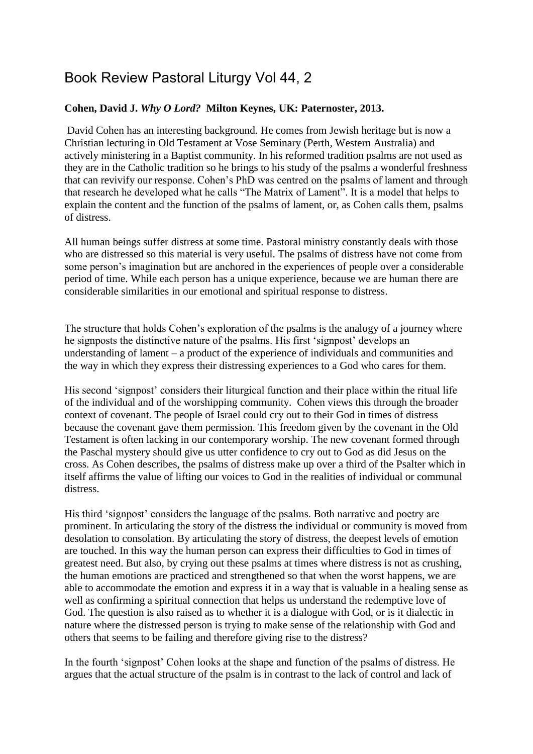# Book Review Pastoral Liturgy Vol 44, 2

**Cohen, David J. *Why O Lord?* Milton Keynes, UK: Paternoster, 2013.**

David Cohen has an interesting background. He comes from Jewish heritage but is now a Christian lecturing in Old Testament at Vose Seminary (Perth, Western Australia) and actively ministering in a Baptist community. In his reformed tradition psalms are not used as they are in the Catholic tradition so he brings to his study of the psalms a wonderful freshness that can revivify our response. Cohen's PhD was centred on the psalms of lament and through that research he developed what he calls "The Matrix of Lament". It is a model that helps to explain the content and the function of the psalms of lament, or, as Cohen calls them, psalms of distress.

All human beings suffer distress at some time. Pastoral ministry constantly deals with those who are distressed so this material is very useful. The psalms of distress have not come from some person's imagination but are anchored in the experiences of people over a considerable period of time. While each person has a unique experience, because we are human there are considerable similarities in our emotional and spiritual response to distress.

The structure that holds Cohen's exploration of the psalms is the analogy of a journey where he signposts the distinctive nature of the psalms. His first 'signpost' develops an understanding of lament – a product of the experience of individuals and communities and the way in which they express their distressing experiences to a God who cares for them.

His second 'signpost' considers their liturgical function and their place within the ritual life of the individual and of the worshipping community. Cohen views this through the broader context of covenant. The people of Israel could cry out to their God in times of distress because the covenant gave them permission. This freedom given by the covenant in the Old Testament is often lacking in our contemporary worship. The new covenant formed through the Paschal mystery should give us utter confidence to cry out to God as did Jesus on the cross. As Cohen describes, the psalms of distress make up over a third of the Psalter which in itself affirms the value of lifting our voices to God in the realities of individual or communal distress.

His third 'signpost' considers the language of the psalms. Both narrative and poetry are prominent. In articulating the story of the distress the individual or community is moved from desolation to consolation. By articulating the story of distress, the deepest levels of emotion are touched. In this way the human person can express their difficulties to God in times of greatest need. But also, by crying out these psalms at times where distress is not as crushing, the human emotions are practiced and strengthened so that when the worst happens, we are able to accommodate the emotion and express it in a way that is valuable in a healing sense as well as confirming a spiritual connection that helps us understand the redemptive love of God. The question is also raised as to whether it is a dialogue with God, or is it dialectic in nature where the distressed person is trying to make sense of the relationship with God and others that seems to be failing and therefore giving rise to the distress?

In the fourth 'signpost' Cohen looks at the shape and function of the psalms of distress. He argues that the actual structure of the psalm is in contrast to the lack of control and lack of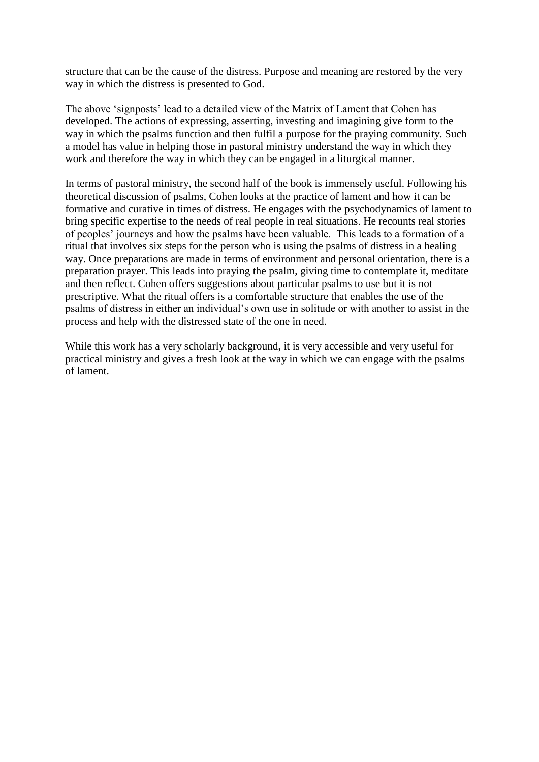structure that can be the cause of the distress. Purpose and meaning are restored by the very way in which the distress is presented to God.

The above 'signposts' lead to a detailed view of the Matrix of Lament that Cohen has developed. The actions of expressing, asserting, investing and imagining give form to the way in which the psalms function and then fulfil a purpose for the praying community. Such a model has value in helping those in pastoral ministry understand the way in which they work and therefore the way in which they can be engaged in a liturgical manner.

In terms of pastoral ministry, the second half of the book is immensely useful. Following his theoretical discussion of psalms, Cohen looks at the practice of lament and how it can be formative and curative in times of distress. He engages with the psychodynamics of lament to bring specific expertise to the needs of real people in real situations. He recounts real stories of peoples' journeys and how the psalms have been valuable. This leads to a formation of a ritual that involves six steps for the person who is using the psalms of distress in a healing way. Once preparations are made in terms of environment and personal orientation, there is a preparation prayer. This leads into praying the psalm, giving time to contemplate it, meditate and then reflect. Cohen offers suggestions about particular psalms to use but it is not prescriptive. What the ritual offers is a comfortable structure that enables the use of the psalms of distress in either an individual's own use in solitude or with another to assist in the process and help with the distressed state of the one in need.

While this work has a very scholarly background, it is very accessible and very useful for practical ministry and gives a fresh look at the way in which we can engage with the psalms of lament.